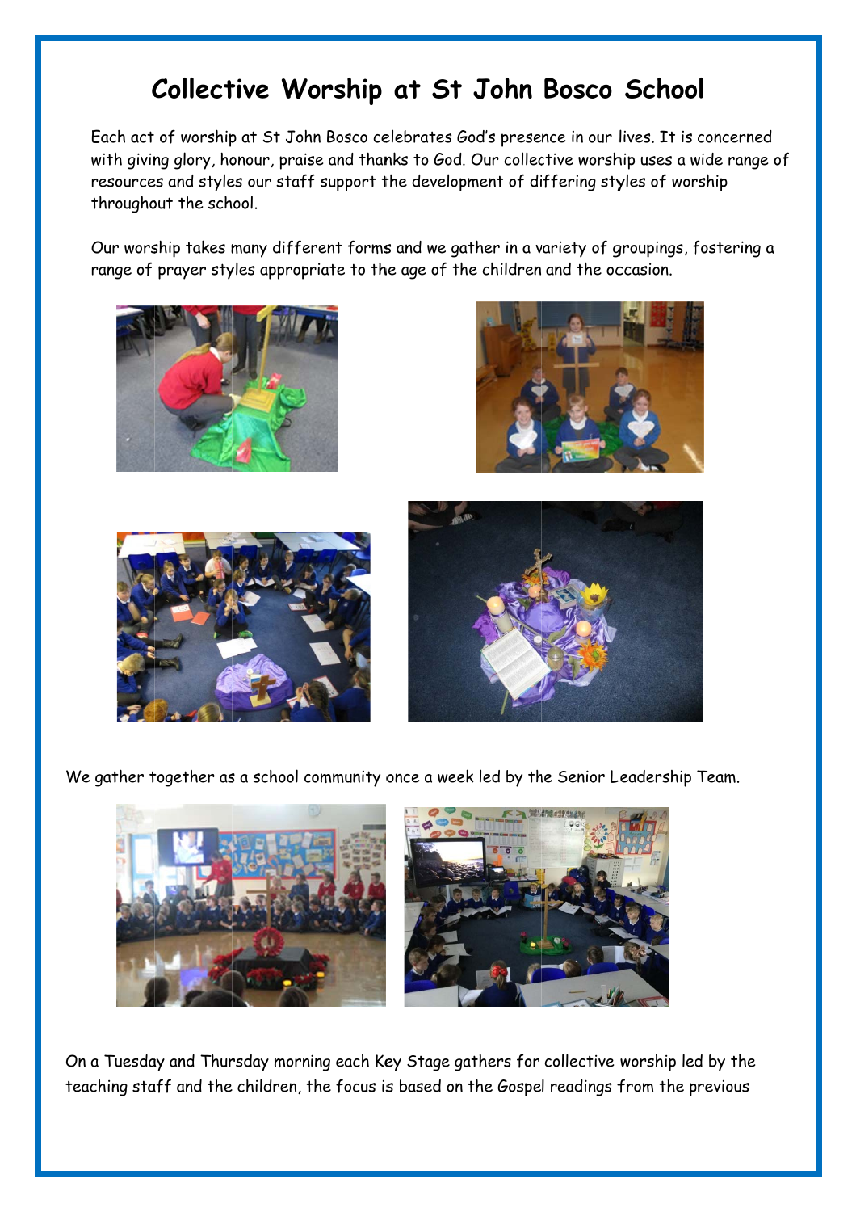# Collective Worship at St John Bosco School

Each act of worship at St John Bosco celebrates God's presence in our lives. It is concerned with giving glory, honour, praise and thanks to God. Our collective worship uses a wide range of resources and styles our staff support the development of differing styles of worship throughout the school.

Our worship takes many different forms and we gather in a variety of groupings, fostering a range of prayer styles appropriate to the age of the children and the occasion.

We gather together as a school community once a week led by the Senior Leadership Team.

On a Tuesday and Thursday morning each Key Stage gathers for collective worship led by the teaching staff and the children, the focus is based on the Gospel readings from the previous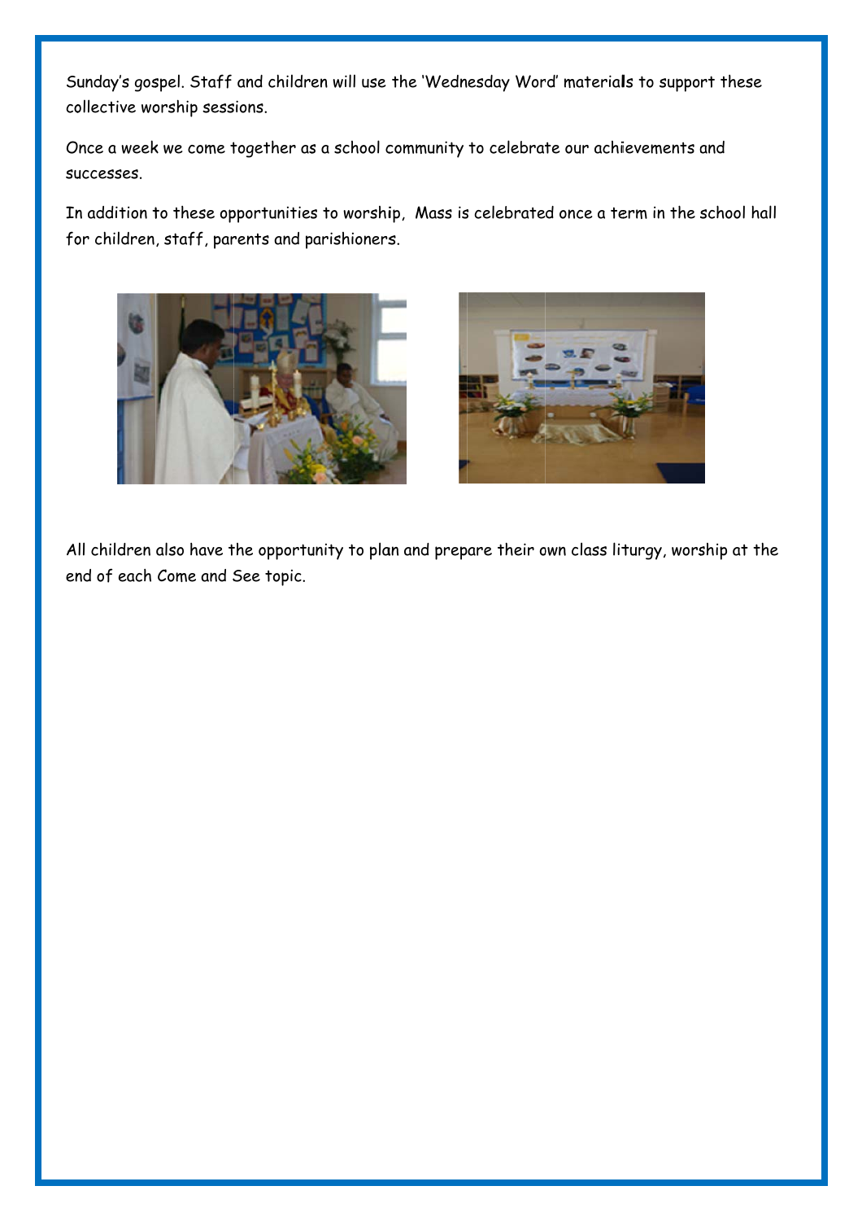Sunday's gospel. Staff and children will use the 'Wednesday Word' materials to support these collective worship sessions.

Once a week we come together as a school community to celebrate our achievements and successes.

In addition to these opportunities to worship, Mass is celebrated once a term in the school hall for children, staff, parents and parishioners.

All children also have the opportunity to plan and prepare their own class liturgy, worship at the end of each Come and See topic.